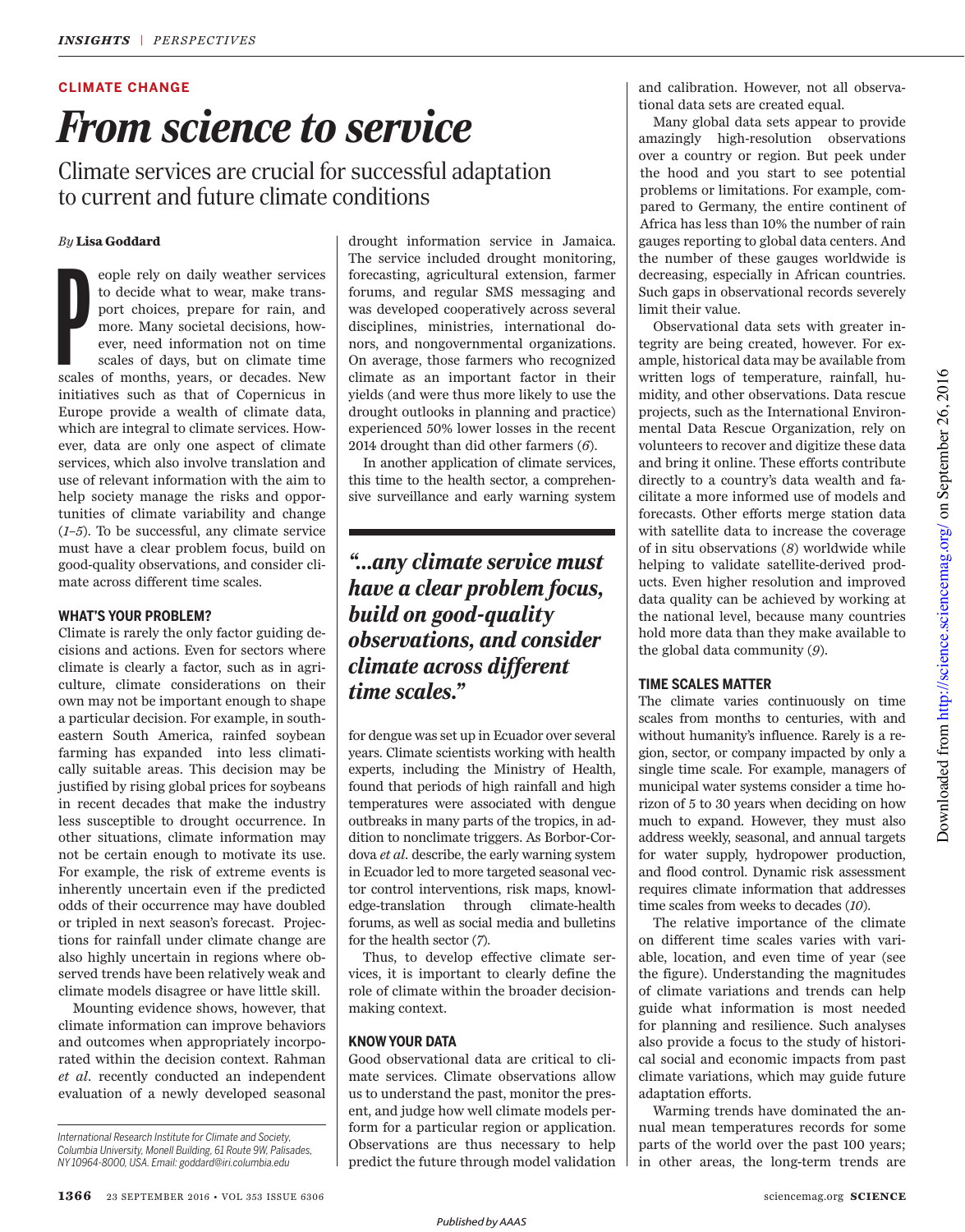CLIMATE CHANGE

# *From science to service*

## Climate services are crucial for successful adaptation to current and future climate conditions

*By* **Lisa Goddard**

People rely on daily weather services to decide what to wear, make transport choices, prepare for rain, and more. Many societal decisions, however, need information not on time scales of days, but on climate time scales of months, years, or decades. New initiatives such as that of Copernicus in Europe provide a wealth of climate data, which are integral to climate services. However, data are only one aspect of climate services, which also involve translation and use of relevant information with the aim to help society manage the risks and opportunities of climate variability and change (*1*–*5*). To be successful, any climate service must have a clear problem focus, build on good-quality observations, and consider climate across different time scales.

### WHAT'S YOUR PROBLEM?

Climate is rarely the only factor guiding decisions and actions. Even for sectors where climate is clearly a factor, such as in agriculture, climate considerations on their own may not be important enough to shape a particular decision. For example, in southeastern South America, rainfed soybean farming has expanded into less climatically suitable areas. This decision may be justified by rising global prices for soybeans in recent decades that make the industry less susceptible to drought occurrence. In other situations, climate information may not be certain enough to motivate its use. For example, the risk of extreme events is inherently uncertain even if the predicted odds of their occurrence may have doubled or tripled in next season's forecast. Projections for rainfall under climate change are also highly uncertain in regions where observed trends have been relatively weak and climate models disagree or have little skill.

Mounting evidence shows, however, that climate information can improve behaviors and outcomes when appropriately incorporated within the decision context. Rahman *et al*. recently conducted an independent evaluation of a newly developed seasonal drought information service in Jamaica. The service included drought monitoring, forecasting, agricultural extension, farmer forums, and regular SMS messaging and was developed cooperatively across several disciplines, ministries, international donors, and nongovernmental organizations. On average, those farmers who recognized climate as an important factor in their yields (and were thus more likely to use the drought outlooks in planning and practice) experienced 50% lower losses in the recent 2014 drought than did other farmers (*6*).

In another application of climate services, this time to the health sector, a comprehensive surveillance and early warning system for dengue was set up in Ecuador over several years. Climate scientists working with health experts, including the Ministry of Health, found that periods of high rainfall and high temperatures were associated with dengue outbreaks in many parts of the tropics, in addition to nonclimate triggers. As Borbor-Cordova *et al*. describe, the early warning system in Ecuador led to more targeted seasonal vector control interventions, risk maps, knowledge-translation through climate-health forums, as well as social media and bulletins for the health sector (*7*).

> ***"...any climate service must have a clear problem focus, build on good-quality observations, and consider climate across different time scales."***

Thus, to develop effective climate services, it is important to clearly define the role of climate within the broader decision-making context.

### KNOW YOUR DATA

Good observational data are critical to climate services. Climate observations allow us to understand the past, monitor the present, and judge how well climate models perform for a particular region or application. Observations are thus necessary to help predict the future through model validation and calibration. However, not all observational data sets are created equal.

Many global data sets appear to provide amazingly high-resolution observations over a country or region. But peek under the hood and you start to see potential problems or limitations. For example, compared to Germany, the entire continent of Africa has less than 10% the number of rain gauges reporting to global data centers. And the number of these gauges worldwide is decreasing, especially in African countries. Such gaps in observational records severely limit their value.

Observational data sets with greater integrity are being created, however. For example, historical data may be available from written logs of temperature, rainfall, humidity, and other observations. Data rescue projects, such as the International Environmental Data Rescue Organization, rely on volunteers to recover and digitize these data and bring it online. These efforts contribute directly to a country's data wealth and facilitate a more informed use of models and forecasts. Other efforts merge station data with satellite data to increase the coverage of in situ observations (*8*) worldwide while helping to validate satellite-derived products. Even higher resolution and improved data quality can be achieved by working at the national level, because many countries hold more data than they make available to the global data community (*9*).

### TIME SCALES MATTER

The climate varies continuously on time scales from months to centuries, with and without humanity's influence. Rarely is a region, sector, or company impacted by only a single time scale. For example, managers of municipal water systems consider a time horizon of 5 to 30 years when deciding on how much to expand. However, they must also address weekly, seasonal, and annual targets for water supply, hydropower production, and flood control. Dynamic risk assessment requires climate information that addresses time scales from weeks to decades (*10*).

The relative importance of the climate on different time scales varies with variable, location, and even time of year (see the figure). Understanding the magnitudes of climate variations and trends can help guide what information is most needed for planning and resilience. Such analyses also provide a focus to the study of historical social and economic impacts from past climate variations, which may guide future adaptation efforts.

Warming trends have dominated the annual mean temperatures records for some parts of the world over the past 100 years; in other areas, the long-term trends are

*International Research Institute for Climate and Society, Columbia University, Monell Building, 61 Route 9W, Palisades, NY 10964-8000, USA. Email: goddard@iri.columbia.edu*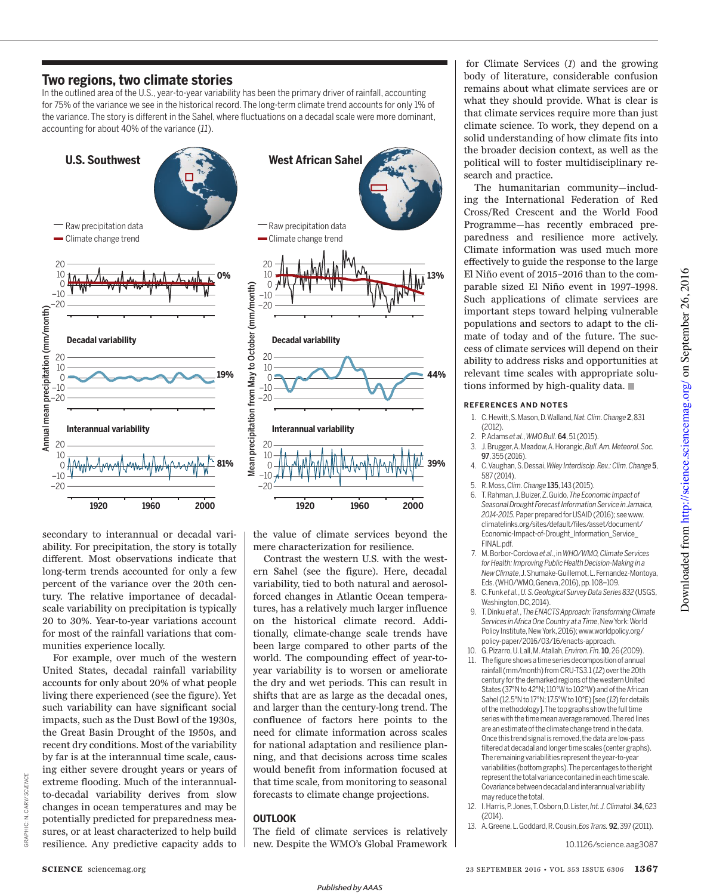## Two regions, two climate stories

In the outlined area of the U.S., year-to-year variability has been the primary driver of rainfall, accounting for 75% of the variance we see in the historical record. The long-term climate trend accounts for only 1% of the variance. The story is different in the Sahel, where fluctuations on a decadal scale were more dominant, accounting for about 40% of the variance (*11*).

U.S. Southwest

Raw precipitation data
Climate change trend

Annual mean precipitation (mm/month)

0%

Decadal variability

19%

Interannual variability

81%

1920 1960 2000

West African Sahel

Raw precipitation data
Climate change trend

Mean precipitation from May to October (mm/month)

13%

Decadal variability

44%

Interannual variability

39%

1920 1960 2000

secondary to interannual or decadal variability. For precipitation, the story is totally different. Most observations indicate that long-term trends accounted for only a few percent of the variance over the 20th century. The relative importance of decadal-scale variability on precipitation is typically 20 to 30%. Year-to-year variations account for most of the rainfall variations that communities experience locally.

For example, over much of the western United States, decadal rainfall variability accounts for only about 20% of what people living there experienced (see the figure). Yet such variability can have significant social impacts, such as the Dust Bowl of the 1930s, the Great Basin Drought of the 1950s, and recent dry conditions. Most of the variability by far is at the interannual time scale, causing either severe drought years or years of extreme flooding. Much of the interannual-to-decadal variability derives from slow changes in ocean temperatures and may be potentially predicted for preparedness measures, or at least characterized to help build resilience. Any predictive capacity adds to the value of climate services beyond the mere characterization for resilience.

Contrast the western U.S. with the western Sahel (see the figure). Here, decadal variability, tied to both natural and aerosol-forced changes in Atlantic Ocean temperatures, has a relatively much larger influence on the historical climate record. Additionally, climate-change scale trends have been large compared to other parts of the world. The compounding effect of year-to-year variability is to worsen or ameliorate the dry and wet periods. This can result in shifts that are as large as the decadal ones, and larger than the century-long trend. The confluence of factors here points to the need for climate information across scales for national adaptation and resilience planning, and that decisions across time scales would benefit from information focused at that time scale, from monitoring to seasonal forecasts to climate change projections.

### OUTLOOK

The field of climate services is relatively new. Despite the WMO's Global Framework for Climate Services (*1*) and the growing body of literature, considerable confusion remains about what climate services are or what they should provide. What is clear is that climate services require more than just climate science. To work, they depend on a solid understanding of how climate fits into the broader decision context, as well as the political will to foster multidisciplinary research and practice.

The humanitarian community—including the International Federation of Red Cross/Red Crescent and the World Food Programme—has recently embraced preparedness and resilience more actively. Climate information was used much more effectively to guide the response to the large El Niño event of 2015–2016 than to the comparable sized El Niño event in 1997–1998. Such applications of climate services are important steps toward helping vulnerable populations and sectors to adapt to the climate of today and of the future. The success of climate services will depend on their ability to address risks and opportunities at relevant time scales with appropriate solutions informed by high-quality data. ■

### REFERENCES AND NOTES

1. C. Hewitt, S. Mason, D. Walland, *Nat. Clim. Change* **2**, 831 (2012).
2. P. Adams *et al.*, *WMO Bull.* **64**, 51 (2015).
3. J. Brugger, A. Meadow, A. Horangic, *Bull. Am. Meteorol. Soc.* **97**, 355 (2016).
4. C. Vaughan, S. Dessai, *Wiley Interdiscip. Rev.: Clim. Change* **5**, 587 (2014).
5. R. Moss, *Clim. Change* **135**, 143 (2015).
6. T. Rahman, J. Buizer, Z. Guido, *The Economic Impact of Seasonal Drought Forecast Information Service in Jamaica, 2014-2015.* Paper prepared for USAID (2016); see www.climatelinks.org/sites/default/files/asset/document/Economic-Impact-of-Drought_Information_Service_FINAL.pdf.
7. M. Borbor-Cordova *et al.*, in *WHO/WMO, Climate Services for Health: Improving Public Health Decision-Making in a New Climate*, J. Shumake-Guillemot, L. Fernandez-Montoya, Eds. (WHO/WMO, Geneva, 2016), pp. 108–109.
8. C. Funk *et al.*, *U. S. Geological Survey Data Series 832* (USGS, Washington, DC, 2014).
9. T. Dinku *et al.*, *The ENACTS Approach: Transforming Climate Services in Africa One Country at a Time*, New York: World Policy Institute, New York, 2016); www.worldpolicy.org/policy-paper/2016/03/16/enacts-approach.
10. G. Pizarro, U. Lall, M. Atallah, *Environ. Fin.* **10**, 26 (2009).
11. The figure shows a time series decomposition of annual rainfall (mm/month) from CRU-TS3.1 (*12*) over the 20th century for the demarked regions of the western United States (37°N to 42°N; 110°W to 102°W) and of the African Sahel (12.5°N to 17°N; 17.5°W to 10°E) [see (*13*) for details of the methodology]. The top graphs show the full time series with the time mean average removed. The red lines are an estimate of the climate change trend in the data. Once this trend signal is removed, the data are low-pass filtered at decadal and longer time scales (center graphs). The remaining variabilities represent the year-to-year variabilities (bottom graphs). The percentages to the right represent the total variance contained in each time scale. Covariance between decadal and interannual variability may reduce the total.
12. I. Harris, P. Jones, T. Osborn, D. Lister, *Int. J. Climatol.* **34**, 623 (2014).
13. A. Greene, L. Goddard, R. Cousin, *Eos Trans.* **92**, 397 (2011).

10.1126/science.aag3087